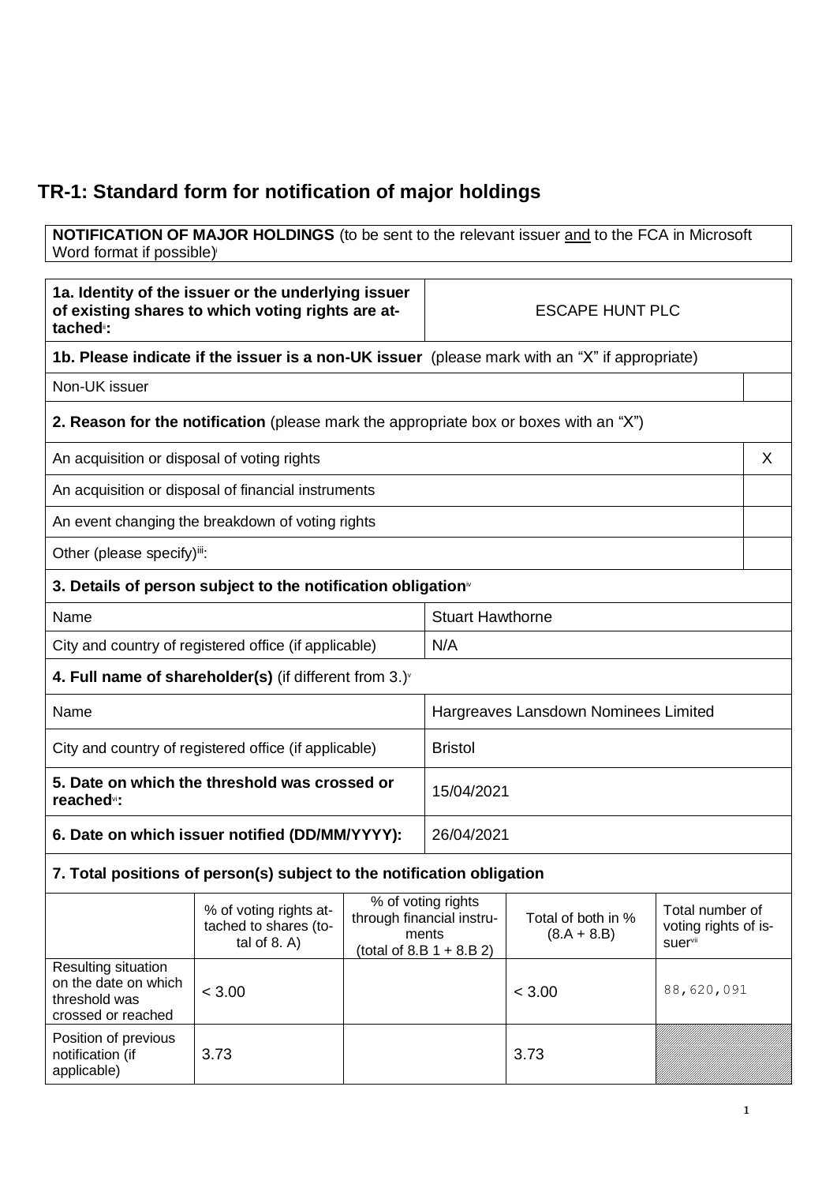# TR-1: Standard form for notification of major holdings

**NOTIFICATION OF MAJOR HOLDINGS** (to be sent to the relevant issuer and to the FCA in Microsoft Word format if possible)[i]

| **1a. Identity of the issuer or the underlying issuer of existing shares to which voting rights are attached[ii]:** | ESCAPE HUNT PLC |
|---|---|

**1b. Please indicate if the issuer is a non-UK issuer** (please mark with an "X" if appropriate)

| Non-UK issuer | |
|---|---|

**2. Reason for the notification** (please mark the appropriate box or boxes with an "X")

| | |
|---|---|
| An acquisition or disposal of voting rights | X |
| An acquisition or disposal of financial instruments | |
| An event changing the breakdown of voting rights | |
| Other (please specify)[iii]: | |

**3. Details of person subject to the notification obligation**[iv]

| | |
|---|---|
| Name | Stuart Hawthorne |
| City and country of registered office (if applicable) | N/A |

**4. Full name of shareholder(s)** (if different from 3.)[v]

| | |
|---|---|
| Name | Hargreaves Lansdown Nominees Limited |
| City and country of registered office (if applicable) | Bristol |

| | |
|---|---|
| **5. Date on which the threshold was crossed or reached[vi]:** | 15/04/2021 |
| **6. Date on which issuer notified (DD/MM/YYYY):** | 26/04/2021 |

**7. Total positions of person(s) subject to the notification obligation**

| | % of voting rights attached to shares (total of 8. A) | % of voting rights through financial instruments (total of 8.B 1 + 8.B 2) | Total of both in % (8.A + 8.B) | Total number of voting rights of issuer[vii] |
|---|---|---|---|---|
| Resulting situation on the date on which threshold was crossed or reached | < 3.00 | | < 3.00 | 88,620,091 |
| Position of previous notification (if applicable) | 3.73 | | 3.73 | |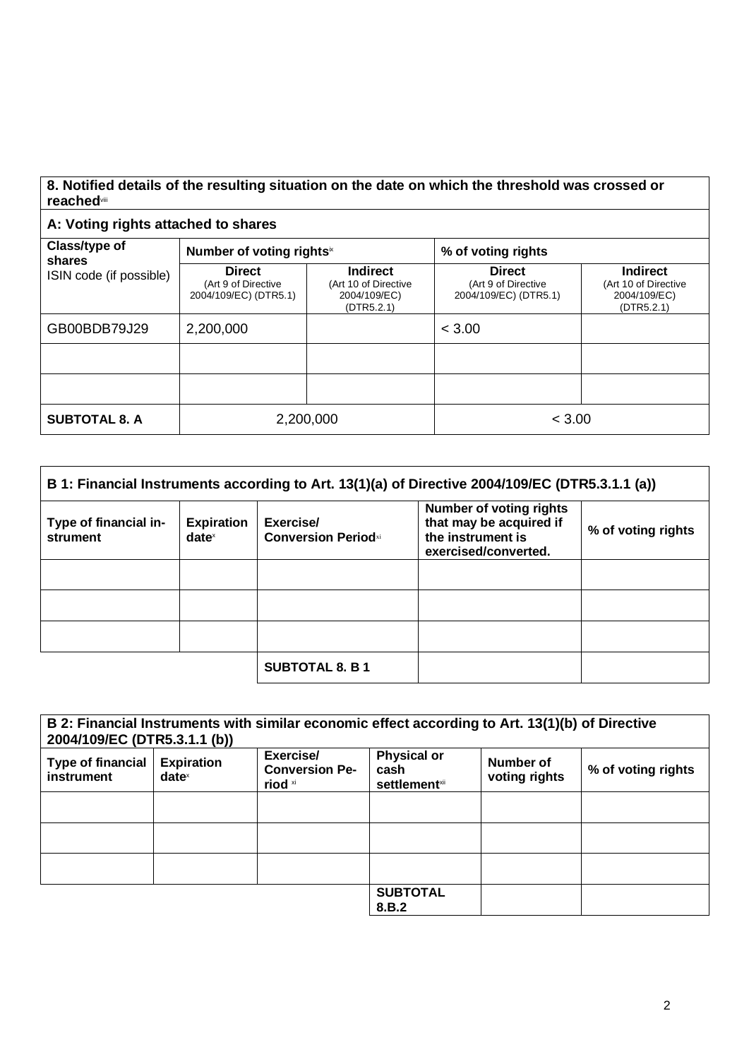## 8. Notified details of the resulting situation on the date on which the threshold was crossed or reached[viii]

### A: Voting rights attached to shares

| Class/type of shares<br>ISIN code (if possible) | Number of voting rights[ix] | | % of voting rights | |
|---|---|---|---|---|
| | **Direct**<br>(Art 9 of Directive 2004/109/EC) (DTR5.1) | **Indirect**<br>(Art 10 of Directive 2004/109/EC) (DTR5.2.1) | **Direct**<br>(Art 9 of Directive 2004/109/EC) (DTR5.1) | **Indirect**<br>(Art 10 of Directive 2004/109/EC) (DTR5.2.1) |
| GB00BDB79J29 | 2,200,000 | | < 3.00 | |
| | | | | |
| | | | | |
| **SUBTOTAL 8. A** | 2,200,000 | | < 3.00 | |

### B 1: Financial Instruments according to Art. 13(1)(a) of Directive 2004/109/EC (DTR5.3.1.1 (a))

| Type of financial instrument | Expiration date[x] | Exercise/ Conversion Period[xi] | Number of voting rights that may be acquired if the instrument is exercised/converted. | % of voting rights |
|---|---|---|---|---|
| | | | | |
| | | | | |
| | | | | |
| | | **SUBTOTAL 8. B 1** | | |

### B 2: Financial Instruments with similar economic effect according to Art. 13(1)(b) of Directive 2004/109/EC (DTR5.3.1.1 (b))

| Type of financial instrument | Expiration date[x] | Exercise/ Conversion Period[xi] | Physical or cash settlement[xii] | Number of voting rights | % of voting rights |
|---|---|---|---|---|---|
| | | | | | |
| | | | | | |
| | | | | | |
| | | | **SUBTOTAL 8.B.2** | | |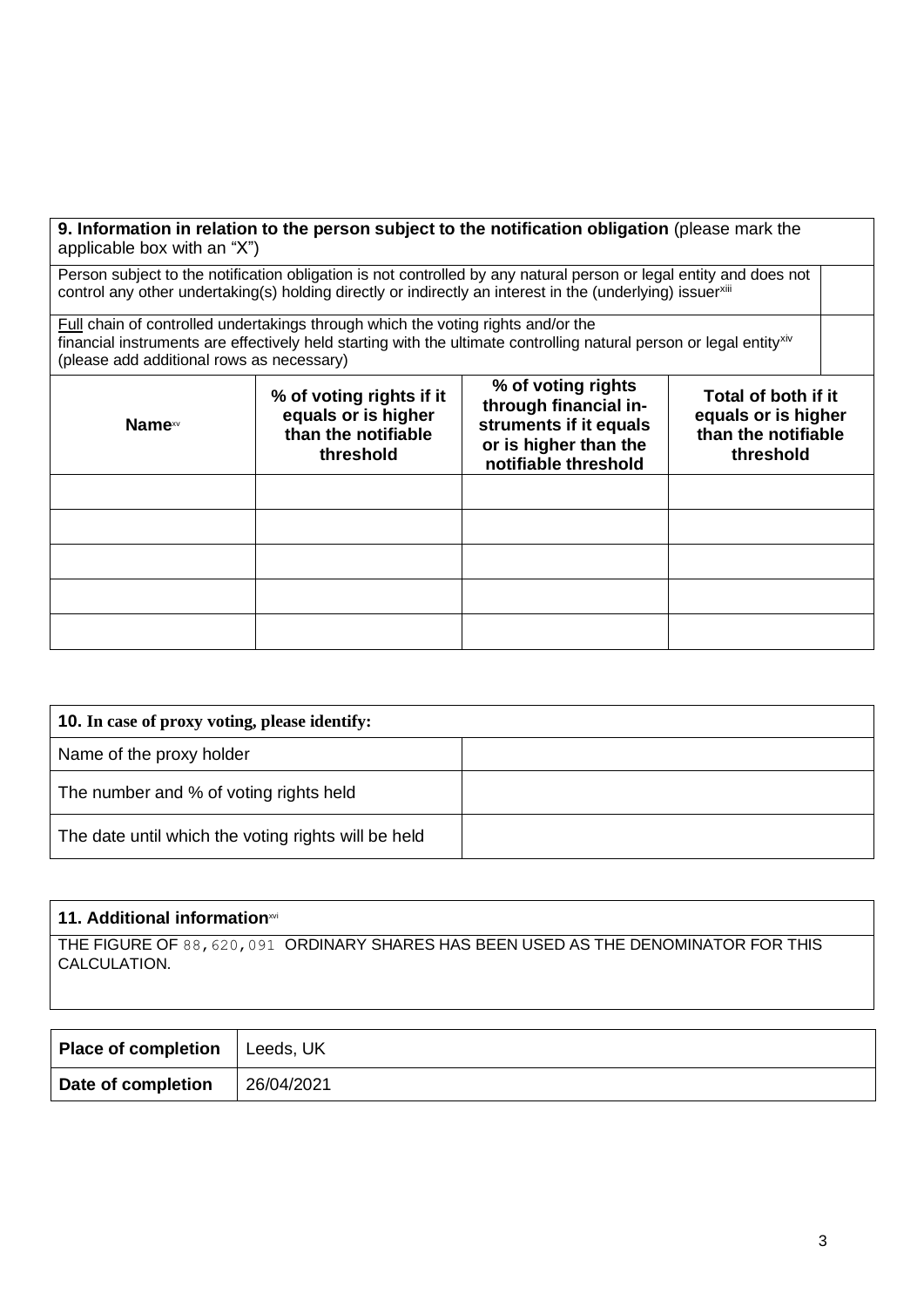| **9. Information in relation to the person subject to the notification obligation** (please mark the applicable box with an "X") | |
|---|---|
| Person subject to the notification obligation is not controlled by any natural person or legal entity and does not control any other undertaking(s) holding directly or indirectly an interest in the (underlying) issuer[xiii] | |
| Full chain of controlled undertakings through which the voting rights and/or the financial instruments are effectively held starting with the ultimate controlling natural person or legal entity[xiv] (please add additional rows as necessary) | |

| **Name**[xv] | **% of voting rights if it equals or is higher than the notifiable threshold** | **% of voting rights through financial instruments if it equals or is higher than the notifiable threshold** | **Total of both if it equals or is higher than the notifiable threshold** |
|---|---|---|---|
| | | | |
| | | | |
| | | | |
| | | | |
| | | | |

| **10. In case of proxy voting, please identify:** | |
|---|---|
| Name of the proxy holder | |
| The number and % of voting rights held | |
| The date until which the voting rights will be held | |

**11. Additional information**[xvi]

THE FIGURE OF 88,620,091 ORDINARY SHARES HAS BEEN USED AS THE DENOMINATOR FOR THIS CALCULATION.

| | |
|---|---|
| **Place of completion** | Leeds, UK |
| **Date of completion** | 26/04/2021 |